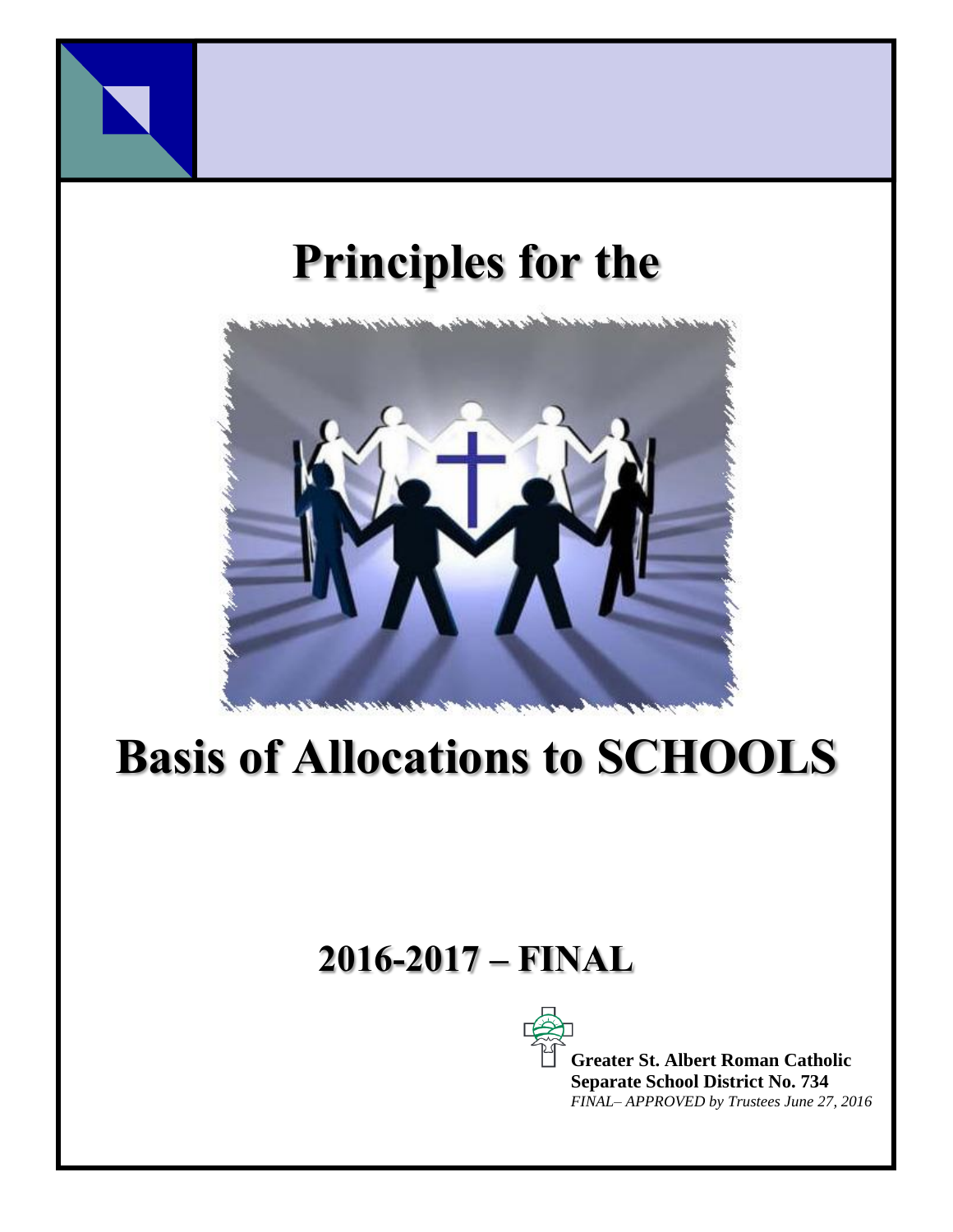# Principles for the

# Basis of Allocations to SCHOOLS

## 2016-2017 – FINAL

**Greater St. Albert Roman Catholic Separate School District No. 734**
*FINAL– APPROVED by Trustees June 27, 2016*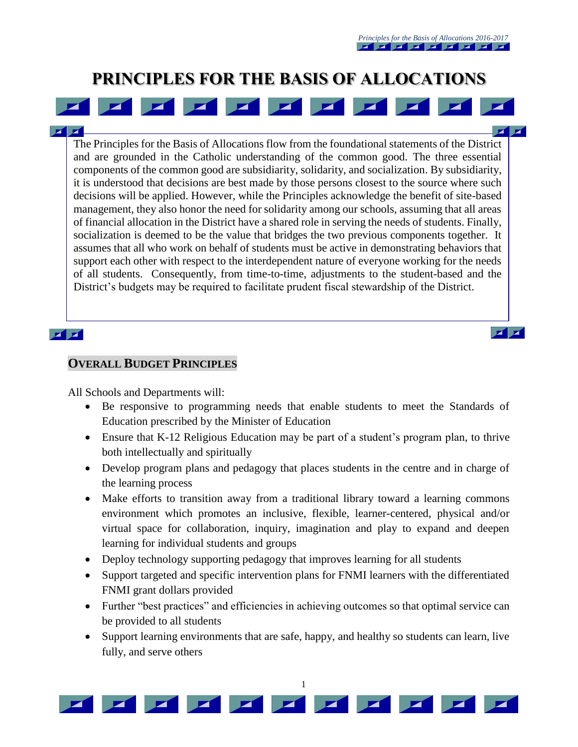# PRINCIPLES FOR THE BASIS OF ALLOCATIONS

The Principles for the Basis of Allocations flow from the foundational statements of the District and are grounded in the Catholic understanding of the common good. The three essential components of the common good are subsidiarity, solidarity, and socialization. By subsidiarity, it is understood that decisions are best made by those persons closest to the source where such decisions will be applied. However, while the Principles acknowledge the benefit of site-based management, they also honor the need for solidarity among our schools, assuming that all areas of financial allocation in the District have a shared role in serving the needs of students. Finally, socialization is deemed to be the value that bridges the two previous components together. It assumes that all who work on behalf of students must be active in demonstrating behaviors that support each other with respect to the interdependent nature of everyone working for the needs of all students. Consequently, from time-to-time, adjustments to the student-based and the District's budgets may be required to facilitate prudent fiscal stewardship of the District.

## OVERALL BUDGET PRINCIPLES

All Schools and Departments will:

- Be responsive to programming needs that enable students to meet the Standards of Education prescribed by the Minister of Education
- Ensure that K-12 Religious Education may be part of a student's program plan, to thrive both intellectually and spiritually
- Develop program plans and pedagogy that places students in the centre and in charge of the learning process
- Make efforts to transition away from a traditional library toward a learning commons environment which promotes an inclusive, flexible, learner-centered, physical and/or virtual space for collaboration, inquiry, imagination and play to expand and deepen learning for individual students and groups
- Deploy technology supporting pedagogy that improves learning for all students
- Support targeted and specific intervention plans for FNMI learners with the differentiated FNMI grant dollars provided
- Further "best practices" and efficiencies in achieving outcomes so that optimal service can be provided to all students
- Support learning environments that are safe, happy, and healthy so students can learn, live fully, and serve others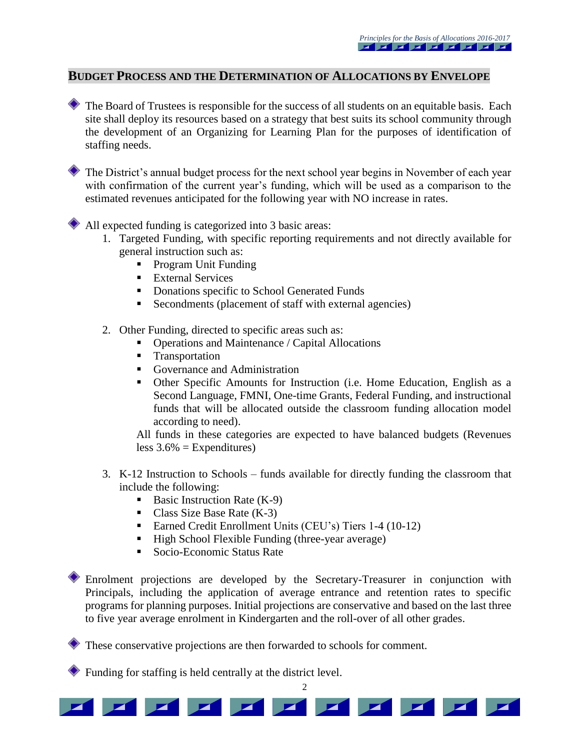## BUDGET PROCESS AND THE DETERMINATION OF ALLOCATIONS BY ENVELOPE

- The Board of Trustees is responsible for the success of all students on an equitable basis. Each site shall deploy its resources based on a strategy that best suits its school community through the development of an Organizing for Learning Plan for the purposes of identification of staffing needs.

- The District's annual budget process for the next school year begins in November of each year with confirmation of the current year's funding, which will be used as a comparison to the estimated revenues anticipated for the following year with NO increase in rates.

- All expected funding is categorized into 3 basic areas:
  1. Targeted Funding, with specific reporting requirements and not directly available for general instruction such as:
     - Program Unit Funding
     - External Services
     - Donations specific to School Generated Funds
     - Secondments (placement of staff with external agencies)

  2. Other Funding, directed to specific areas such as:
     - Operations and Maintenance / Capital Allocations
     - Transportation
     - Governance and Administration
     - Other Specific Amounts for Instruction (i.e. Home Education, English as a Second Language, FMNI, One-time Grants, Federal Funding, and instructional funds that will be allocated outside the classroom funding allocation model according to need).

     All funds in these categories are expected to have balanced budgets (Revenues less 3.6% = Expenditures)

  3. K-12 Instruction to Schools – funds available for directly funding the classroom that include the following:
     - Basic Instruction Rate (K-9)
     - Class Size Base Rate (K-3)
     - Earned Credit Enrollment Units (CEU's) Tiers 1-4 (10-12)
     - High School Flexible Funding (three-year average)
     - Socio-Economic Status Rate

- Enrolment projections are developed by the Secretary-Treasurer in conjunction with Principals, including the application of average entrance and retention rates to specific programs for planning purposes. Initial projections are conservative and based on the last three to five year average enrolment in Kindergarten and the roll-over of all other grades.

- These conservative projections are then forwarded to schools for comment.

- Funding for staffing is held centrally at the district level.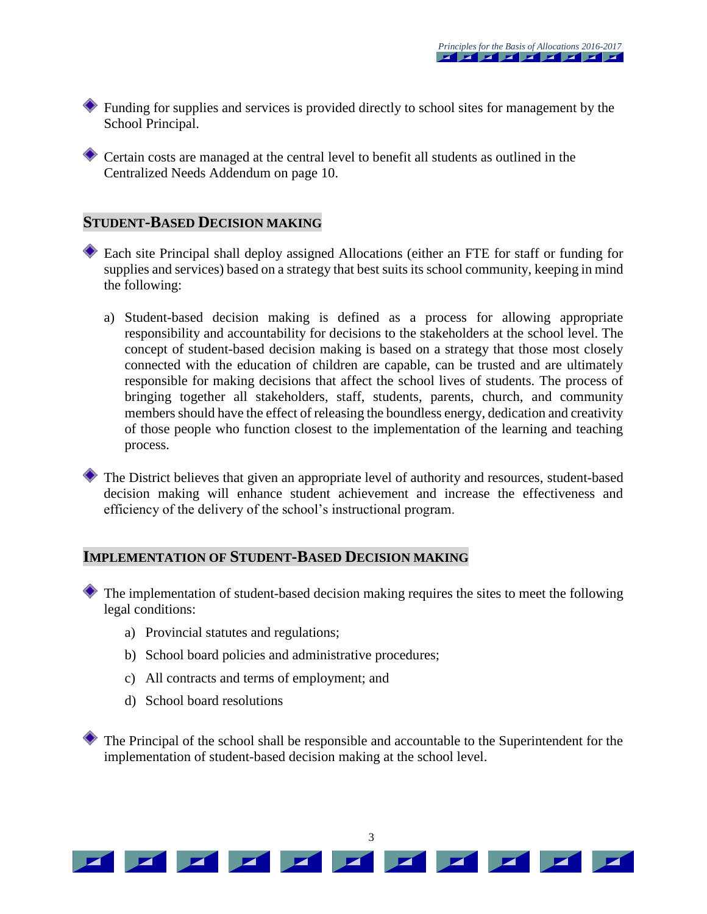- Funding for supplies and services is provided directly to school sites for management by the School Principal.

- Certain costs are managed at the central level to benefit all students as outlined in the Centralized Needs Addendum on page 10.

## STUDENT-BASED DECISION MAKING

- Each site Principal shall deploy assigned Allocations (either an FTE for staff or funding for supplies and services) based on a strategy that best suits its school community, keeping in mind the following:

  a) Student-based decision making is defined as a process for allowing appropriate responsibility and accountability for decisions to the stakeholders at the school level. The concept of student-based decision making is based on a strategy that those most closely connected with the education of children are capable, can be trusted and are ultimately responsible for making decisions that affect the school lives of students. The process of bringing together all stakeholders, staff, students, parents, church, and community members should have the effect of releasing the boundless energy, dedication and creativity of those people who function closest to the implementation of the learning and teaching process.

- The District believes that given an appropriate level of authority and resources, student-based decision making will enhance student achievement and increase the effectiveness and efficiency of the delivery of the school's instructional program.

## IMPLEMENTATION OF STUDENT-BASED DECISION MAKING

- The implementation of student-based decision making requires the sites to meet the following legal conditions:

  a) Provincial statutes and regulations;

  b) School board policies and administrative procedures;

  c) All contracts and terms of employment; and

  d) School board resolutions

- The Principal of the school shall be responsible and accountable to the Superintendent for the implementation of student-based decision making at the school level.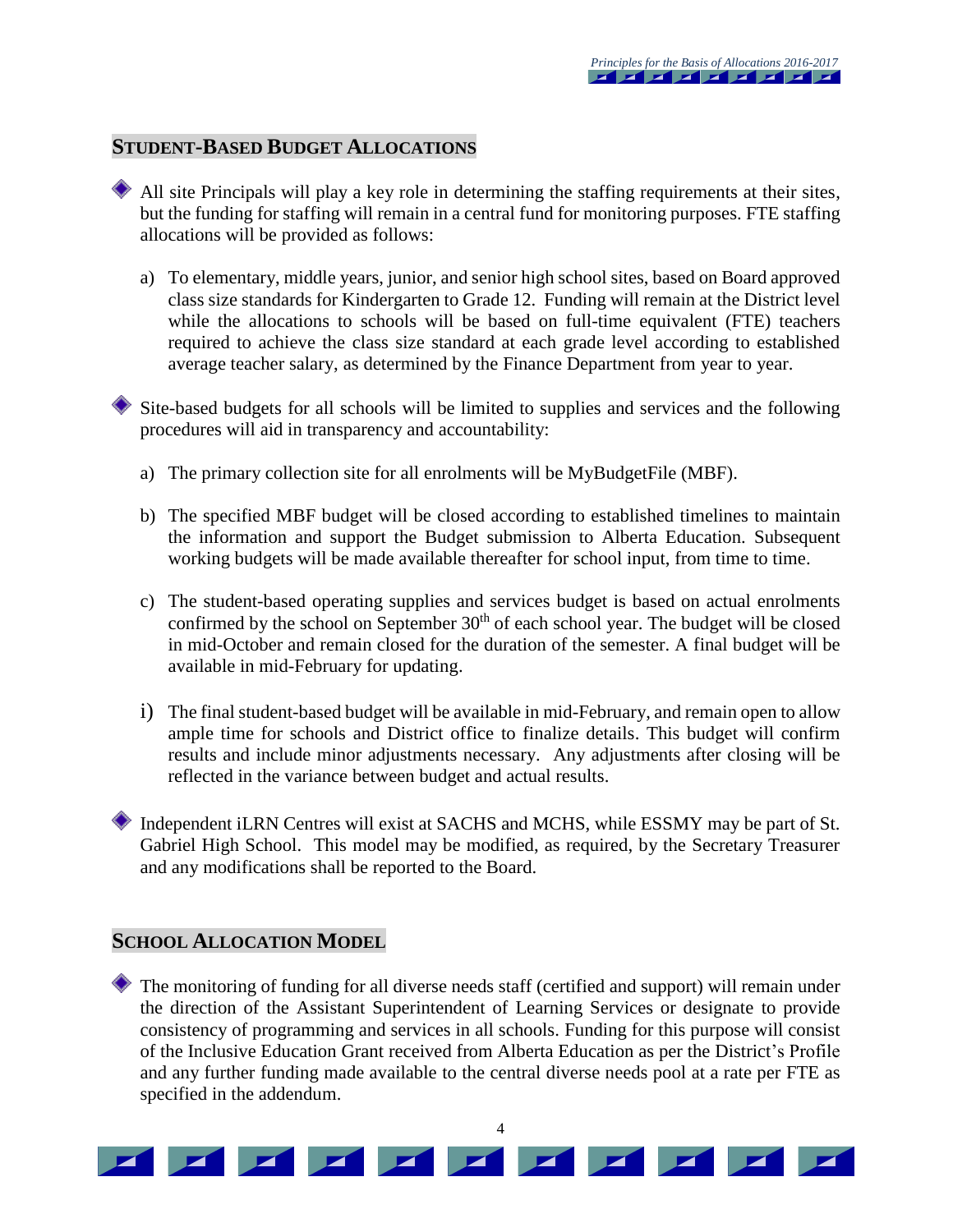## STUDENT-BASED BUDGET ALLOCATIONS

- All site Principals will play a key role in determining the staffing requirements at their sites, but the funding for staffing will remain in a central fund for monitoring purposes. FTE staffing allocations will be provided as follows:

  a) To elementary, middle years, junior, and senior high school sites, based on Board approved class size standards for Kindergarten to Grade 12. Funding will remain at the District level while the allocations to schools will be based on full-time equivalent (FTE) teachers required to achieve the class size standard at each grade level according to established average teacher salary, as determined by the Finance Department from year to year.

- Site-based budgets for all schools will be limited to supplies and services and the following procedures will aid in transparency and accountability:

  a) The primary collection site for all enrolments will be MyBudgetFile (MBF).

  b) The specified MBF budget will be closed according to established timelines to maintain the information and support the Budget submission to Alberta Education. Subsequent working budgets will be made available thereafter for school input, from time to time.

  c) The student-based operating supplies and services budget is based on actual enrolments confirmed by the school on September 30th of each school year. The budget will be closed in mid-October and remain closed for the duration of the semester. A final budget will be available in mid-February for updating.

  i) The final student-based budget will be available in mid-February, and remain open to allow ample time for schools and District office to finalize details. This budget will confirm results and include minor adjustments necessary. Any adjustments after closing will be reflected in the variance between budget and actual results.

- Independent iLRN Centres will exist at SACHS and MCHS, while ESSMY may be part of St. Gabriel High School. This model may be modified, as required, by the Secretary Treasurer and any modifications shall be reported to the Board.

## SCHOOL ALLOCATION MODEL

- The monitoring of funding for all diverse needs staff (certified and support) will remain under the direction of the Assistant Superintendent of Learning Services or designate to provide consistency of programming and services in all schools. Funding for this purpose will consist of the Inclusive Education Grant received from Alberta Education as per the District's Profile and any further funding made available to the central diverse needs pool at a rate per FTE as specified in the addendum.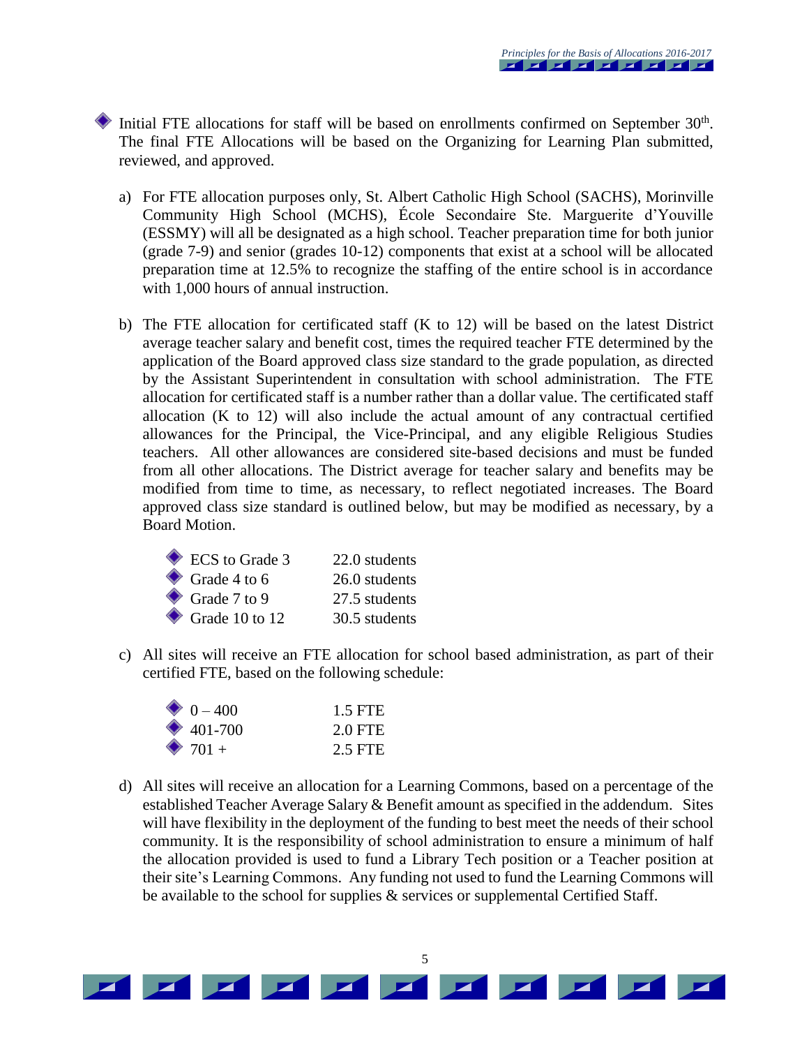- Initial FTE allocations for staff will be based on enrollments confirmed on September 30th. The final FTE Allocations will be based on the Organizing for Learning Plan submitted, reviewed, and approved.

  a) For FTE allocation purposes only, St. Albert Catholic High School (SACHS), Morinville Community High School (MCHS), École Secondaire Ste. Marguerite d'Youville (ESSMY) will all be designated as a high school. Teacher preparation time for both junior (grade 7-9) and senior (grades 10-12) components that exist at a school will be allocated preparation time at 12.5% to recognize the staffing of the entire school is in accordance with 1,000 hours of annual instruction.

  b) The FTE allocation for certificated staff (K to 12) will be based on the latest District average teacher salary and benefit cost, times the required teacher FTE determined by the application of the Board approved class size standard to the grade population, as directed by the Assistant Superintendent in consultation with school administration. The FTE allocation for certificated staff is a number rather than a dollar value. The certificated staff allocation (K to 12) will also include the actual amount of any contractual certified allowances for the Principal, the Vice-Principal, and any eligible Religious Studies teachers. All other allowances are considered site-based decisions and must be funded from all other allocations. The District average for teacher salary and benefits may be modified from time to time, as necessary, to reflect negotiated increases. The Board approved class size standard is outlined below, but may be modified as necessary, by a Board Motion.

     - ECS to Grade 3 — 22.0 students
     - Grade 4 to 6 — 26.0 students
     - Grade 7 to 9 — 27.5 students
     - Grade 10 to 12 — 30.5 students

  c) All sites will receive an FTE allocation for school based administration, as part of their certified FTE, based on the following schedule:

     - 0 – 400 — 1.5 FTE
     - 401-700 — 2.0 FTE
     - 701 + — 2.5 FTE

  d) All sites will receive an allocation for a Learning Commons, based on a percentage of the established Teacher Average Salary & Benefit amount as specified in the addendum. Sites will have flexibility in the deployment of the funding to best meet the needs of their school community. It is the responsibility of school administration to ensure a minimum of half the allocation provided is used to fund a Library Tech position or a Teacher position at their site's Learning Commons. Any funding not used to fund the Learning Commons will be available to the school for supplies & services or supplemental Certified Staff.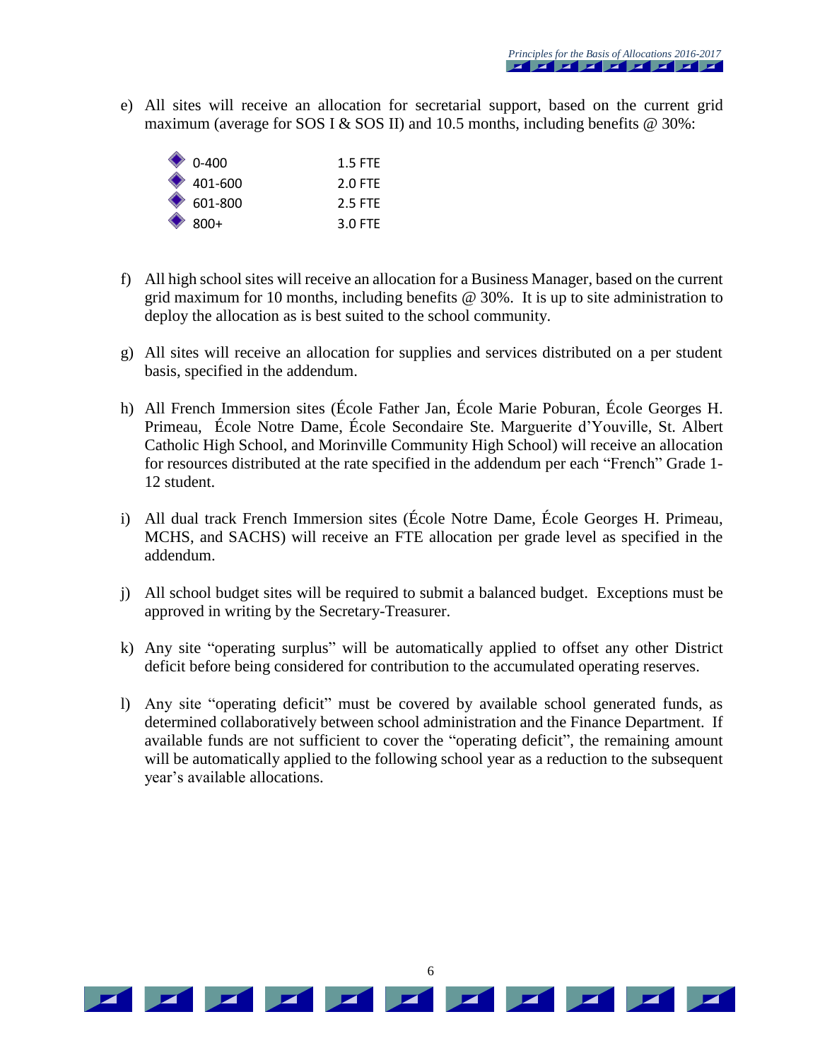e) All sites will receive an allocation for secretarial support, based on the current grid maximum (average for SOS I & SOS II) and 10.5 months, including benefits @ 30%:

- 0-400 — 1.5 FTE
- 401-600 — 2.0 FTE
- 601-800 — 2.5 FTE
- 800+ — 3.0 FTE

f) All high school sites will receive an allocation for a Business Manager, based on the current grid maximum for 10 months, including benefits @ 30%. It is up to site administration to deploy the allocation as is best suited to the school community.

g) All sites will receive an allocation for supplies and services distributed on a per student basis, specified in the addendum.

h) All French Immersion sites (École Father Jan, École Marie Poburan, École Georges H. Primeau, École Notre Dame, École Secondaire Ste. Marguerite d'Youville, St. Albert Catholic High School, and Morinville Community High School) will receive an allocation for resources distributed at the rate specified in the addendum per each "French" Grade 1-12 student.

i) All dual track French Immersion sites (École Notre Dame, École Georges H. Primeau, MCHS, and SACHS) will receive an FTE allocation per grade level as specified in the addendum.

j) All school budget sites will be required to submit a balanced budget. Exceptions must be approved in writing by the Secretary-Treasurer.

k) Any site "operating surplus" will be automatically applied to offset any other District deficit before being considered for contribution to the accumulated operating reserves.

l) Any site "operating deficit" must be covered by available school generated funds, as determined collaboratively between school administration and the Finance Department. If available funds are not sufficient to cover the "operating deficit", the remaining amount will be automatically applied to the following school year as a reduction to the subsequent year's available allocations.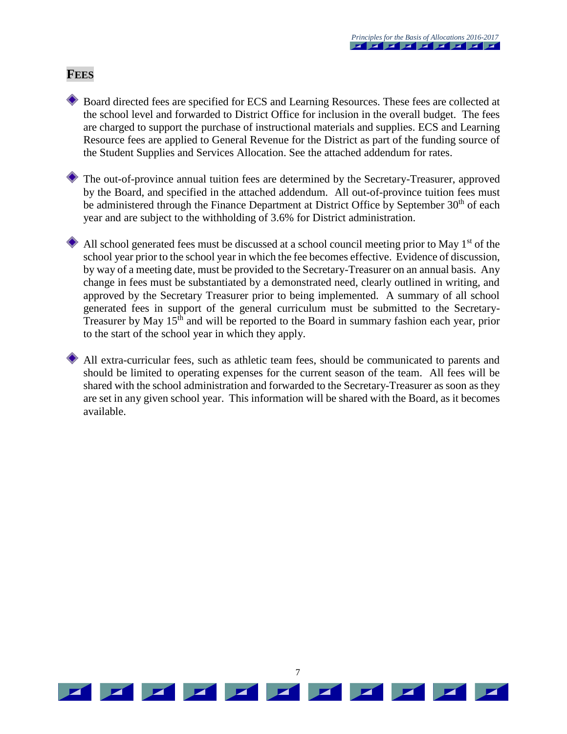## FEES

- Board directed fees are specified for ECS and Learning Resources. These fees are collected at the school level and forwarded to District Office for inclusion in the overall budget. The fees are charged to support the purchase of instructional materials and supplies. ECS and Learning Resource fees are applied to General Revenue for the District as part of the funding source of the Student Supplies and Services Allocation. See the attached addendum for rates.

- The out-of-province annual tuition fees are determined by the Secretary-Treasurer, approved by the Board, and specified in the attached addendum. All out-of-province tuition fees must be administered through the Finance Department at District Office by September 30th of each year and are subject to the withholding of 3.6% for District administration.

- All school generated fees must be discussed at a school council meeting prior to May 1st of the school year prior to the school year in which the fee becomes effective. Evidence of discussion, by way of a meeting date, must be provided to the Secretary-Treasurer on an annual basis. Any change in fees must be substantiated by a demonstrated need, clearly outlined in writing, and approved by the Secretary Treasurer prior to being implemented. A summary of all school generated fees in support of the general curriculum must be submitted to the Secretary-Treasurer by May 15th and will be reported to the Board in summary fashion each year, prior to the start of the school year in which they apply.

- All extra-curricular fees, such as athletic team fees, should be communicated to parents and should be limited to operating expenses for the current season of the team. All fees will be shared with the school administration and forwarded to the Secretary-Treasurer as soon as they are set in any given school year. This information will be shared with the Board, as it becomes available.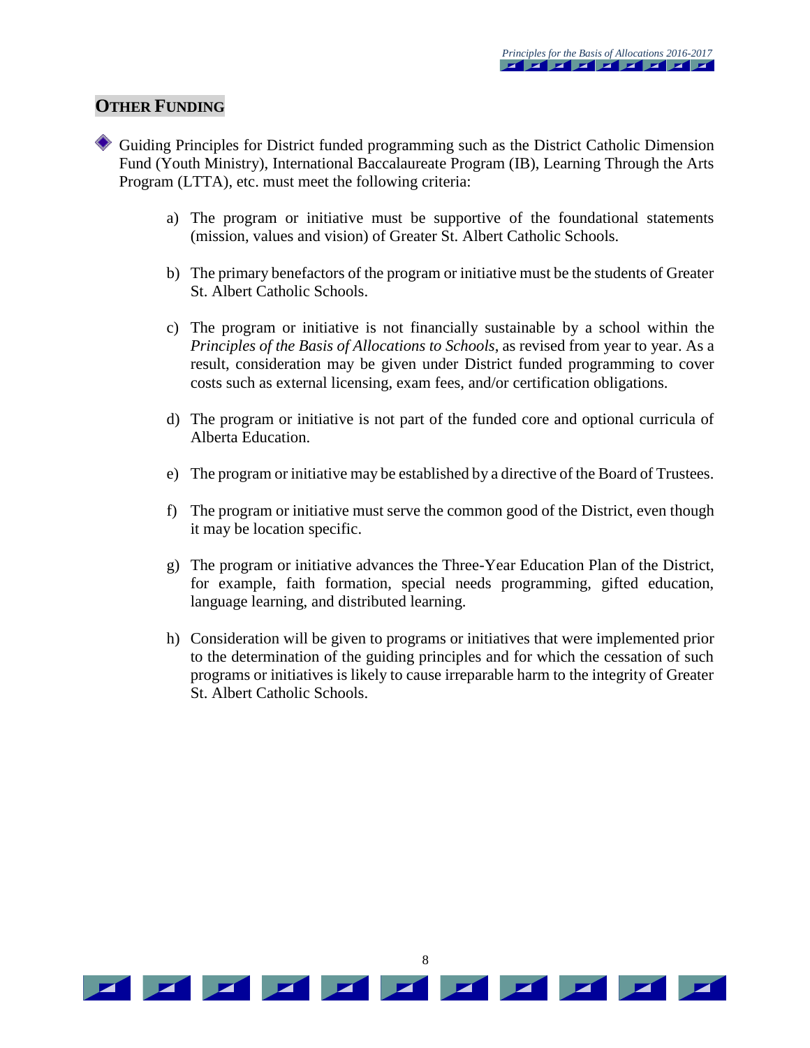## OTHER FUNDING

- Guiding Principles for District funded programming such as the District Catholic Dimension Fund (Youth Ministry), International Baccalaureate Program (IB), Learning Through the Arts Program (LTTA), etc. must meet the following criteria:

  a) The program or initiative must be supportive of the foundational statements (mission, values and vision) of Greater St. Albert Catholic Schools.

  b) The primary benefactors of the program or initiative must be the students of Greater St. Albert Catholic Schools.

  c) The program or initiative is not financially sustainable by a school within the *Principles of the Basis of Allocations to Schools*, as revised from year to year. As a result, consideration may be given under District funded programming to cover costs such as external licensing, exam fees, and/or certification obligations.

  d) The program or initiative is not part of the funded core and optional curricula of Alberta Education.

  e) The program or initiative may be established by a directive of the Board of Trustees.

  f) The program or initiative must serve the common good of the District, even though it may be location specific.

  g) The program or initiative advances the Three-Year Education Plan of the District, for example, faith formation, special needs programming, gifted education, language learning, and distributed learning.

  h) Consideration will be given to programs or initiatives that were implemented prior to the determination of the guiding principles and for which the cessation of such programs or initiatives is likely to cause irreparable harm to the integrity of Greater St. Albert Catholic Schools.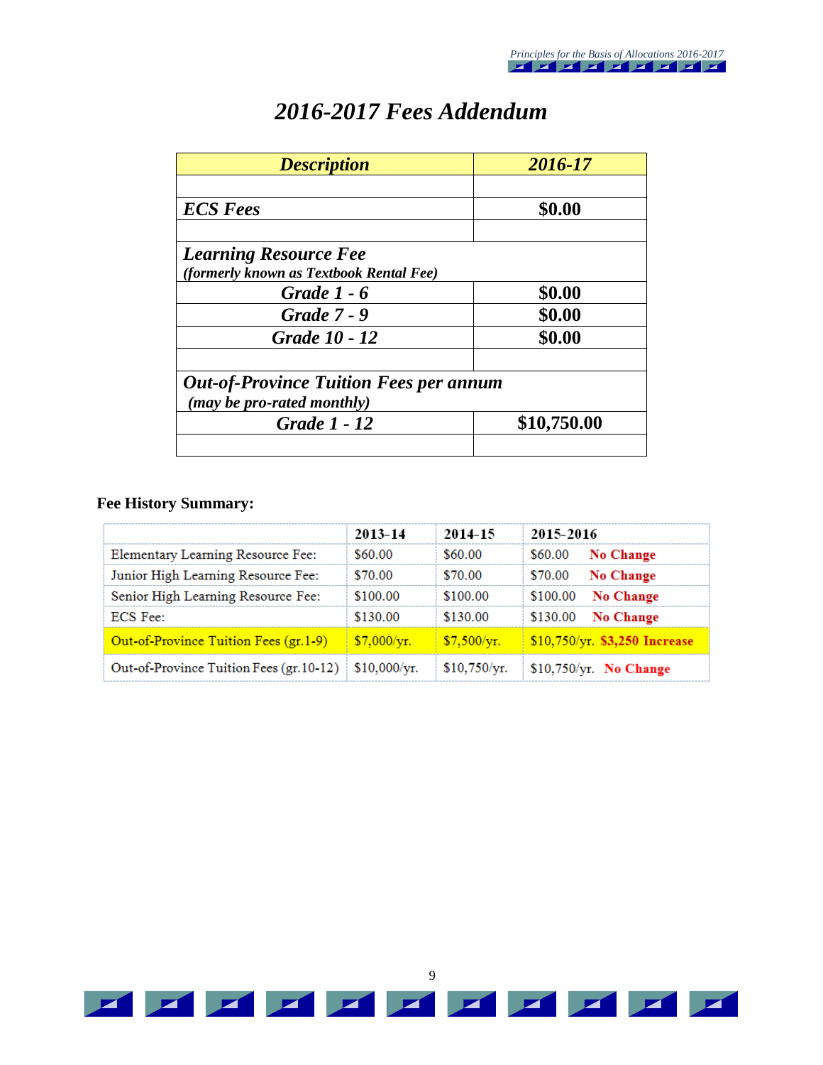# *2016-2017 Fees Addendum*

| ***Description*** | ***2016-17*** |
|---|---|
| | |
| ***ECS Fees*** | **$0.00** |
| | |
| ***Learning Resource Fee*** ***(formerly known as Textbook Rental Fee)*** | |
| ***Grade 1 - 6*** | **$0.00** |
| ***Grade 7 - 9*** | **$0.00** |
| ***Grade 10 - 12*** | **$0.00** |
| | |
| ***Out-of-Province Tuition Fees per annum*** ***(may be pro-rated monthly)*** | |
| ***Grade 1 - 12*** | **$10,750.00** |
| | |

**Fee History Summary:**

| | **2013-14** | **2014-15** | **2015-2016** |
|---|---|---|---|
| Elementary Learning Resource Fee: | $60.00 | $60.00 | $60.00 **No Change** |
| Junior High Learning Resource Fee: | $70.00 | $70.00 | $70.00 **No Change** |
| Senior High Learning Resource Fee: | $100.00 | $100.00 | $100.00 **No Change** |
| ECS Fee: | $130.00 | $130.00 | $130.00 **No Change** |
| Out-of-Province Tuition Fees (gr.1-9) | $7,000/yr. | $7,500/yr. | $10,750/yr. **$3,250 Increase** |
| Out-of-Province Tuition Fees (gr.10-12) | $10,000/yr. | $10,750/yr. | $10,750/yr. **No Change** |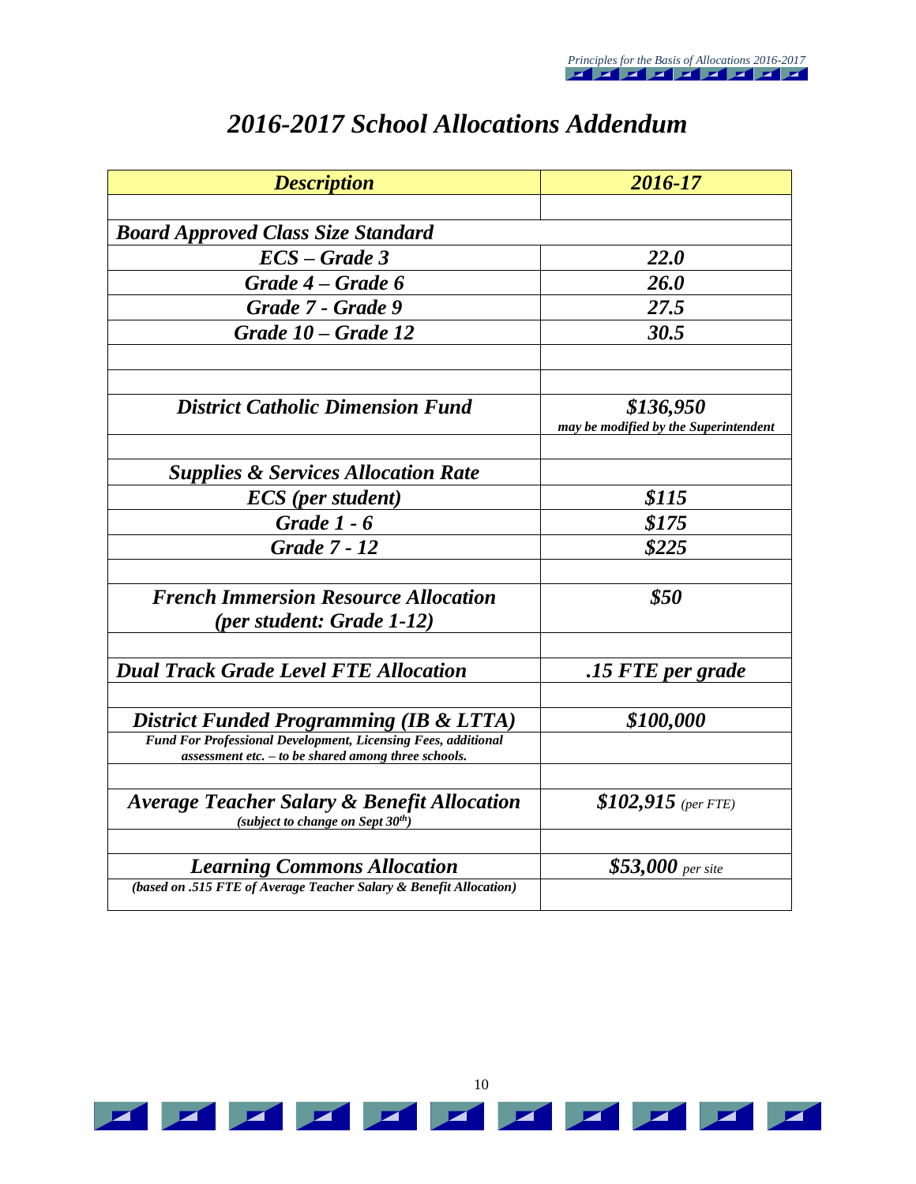# *2016-2017 School Allocations Addendum*

| ***Description*** | ***2016-17*** |
|---|---|
| | |
| ***Board Approved Class Size Standard*** | |
| ***ECS – Grade 3*** | ***22.0*** |
| ***Grade 4 – Grade 6*** | ***26.0*** |
| ***Grade 7 - Grade 9*** | ***27.5*** |
| ***Grade 10 – Grade 12*** | ***30.5*** |
| | |
| | |
| ***District Catholic Dimension Fund*** | ***$136,950*** *may be modified by the Superintendent* |
| | |
| ***Supplies & Services Allocation Rate*** | |
| ***ECS (per student)*** | ***$115*** |
| ***Grade 1 - 6*** | ***$175*** |
| ***Grade 7 - 12*** | ***$225*** |
| | |
| ***French Immersion Resource Allocation (per student: Grade 1-12)*** | ***$50*** |
| | |
| ***Dual Track Grade Level FTE Allocation*** | ***.15 FTE per grade*** |
| | |
| ***District Funded Programming (IB & LTTA)*** | ***$100,000*** |
| *Fund For Professional Development, Licensing Fees, additional assessment etc. – to be shared among three schools.* | |
| | |
| ***Average Teacher Salary & Benefit Allocation*** *(subject to change on Sept 30th)* | ***$102,915*** *(per FTE)* |
| | |
| ***Learning Commons Allocation*** | ***$53,000*** *per site* |
| *(based on .515 FTE of Average Teacher Salary & Benefit Allocation)* | |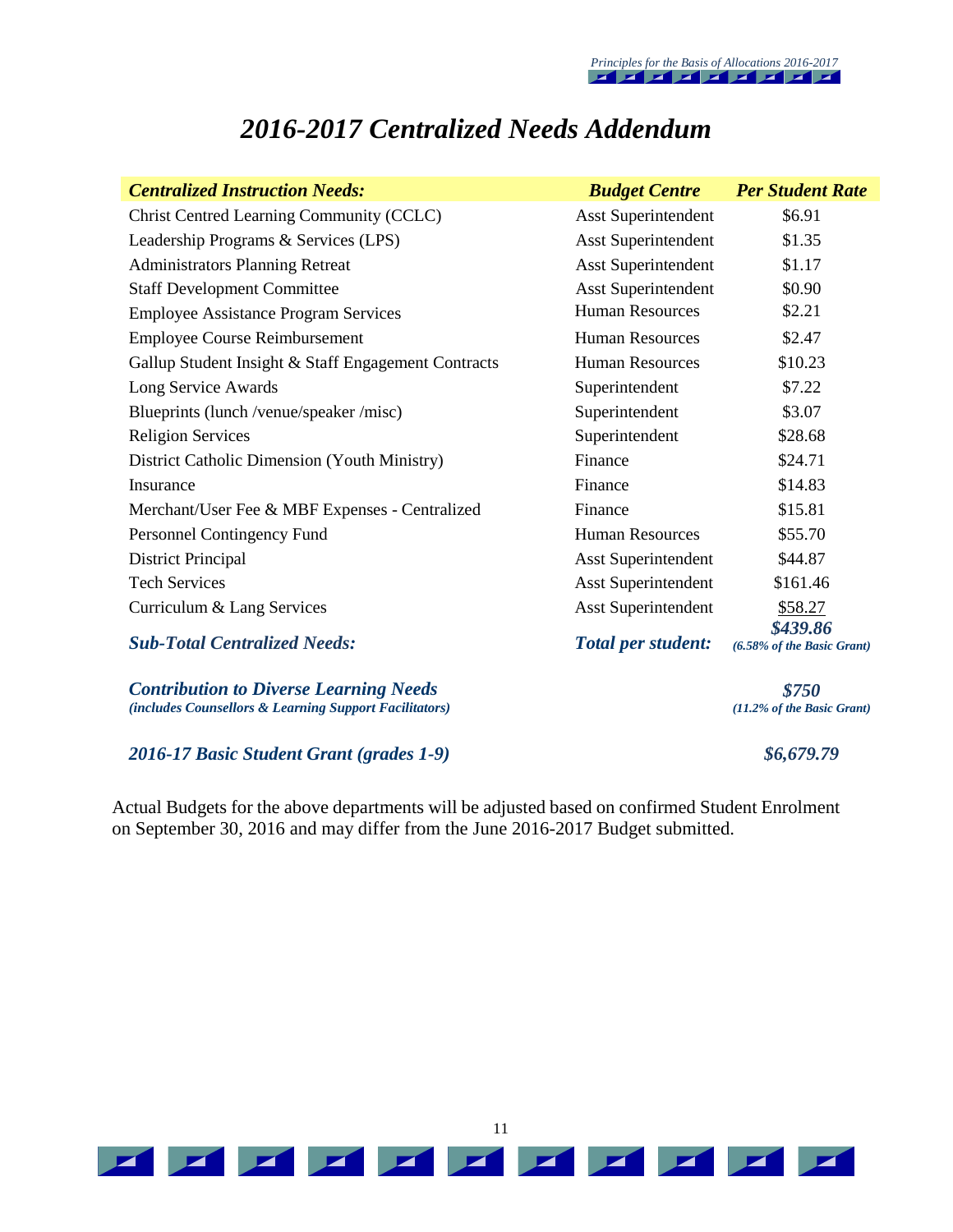# 2016-2017 Centralized Needs Addendum

| *Centralized Instruction Needs:* | *Budget Centre* | *Per Student Rate* |
|---|---|---|
| Christ Centred Learning Community (CCLC) | Asst Superintendent | $6.91 |
| Leadership Programs & Services (LPS) | Asst Superintendent | $1.35 |
| Administrators Planning Retreat | Asst Superintendent | $1.17 |
| Staff Development Committee | Asst Superintendent | $0.90 |
| Employee Assistance Program Services | Human Resources | $2.21 |
| Employee Course Reimbursement | Human Resources | $2.47 |
| Gallup Student Insight & Staff Engagement Contracts | Human Resources | $10.23 |
| Long Service Awards | Superintendent | $7.22 |
| Blueprints (lunch /venue/speaker /misc) | Superintendent | $3.07 |
| Religion Services | Superintendent | $28.68 |
| District Catholic Dimension (Youth Ministry) | Finance | $24.71 |
| Insurance | Finance | $14.83 |
| Merchant/User Fee & MBF Expenses - Centralized | Finance | $15.81 |
| Personnel Contingency Fund | Human Resources | $55.70 |
| District Principal | Asst Superintendent | $44.87 |
| Tech Services | Asst Superintendent | $161.46 |
| Curriculum & Lang Services | Asst Superintendent | $58.27 |
| ***Sub-Total Centralized Needs:*** | ***Total per student:*** | ***$439.86*** *(6.58% of the Basic Grant)* |
| ***Contribution to Diverse Learning Needs*** *(includes Counsellors & Learning Support Facilitators)* | | ***$750*** *(11.2% of the Basic Grant)* |
| ***2016-17 Basic Student Grant (grades 1-9)*** | | ***$6,679.79*** |

Actual Budgets for the above departments will be adjusted based on confirmed Student Enrolment on September 30, 2016 and may differ from the June 2016-2017 Budget submitted.